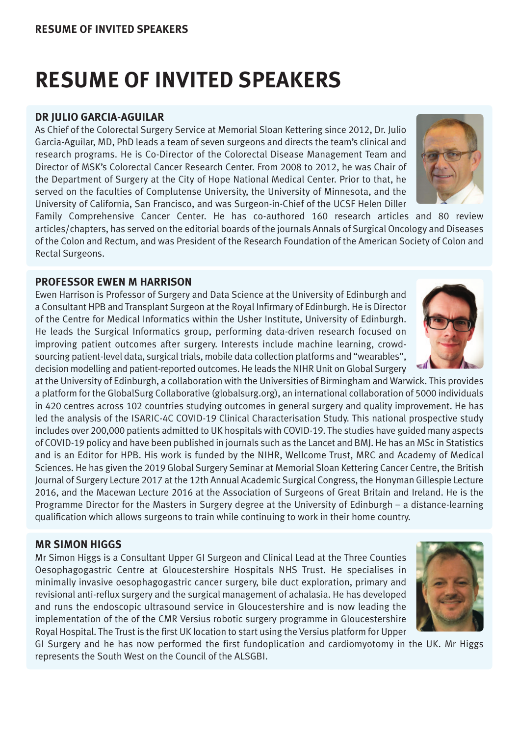# RESUME OF INVITED SPEAKERS

## DR JULIO GARCIA-AGUILAR

As Chief of the Colorectal Surgery Service at Memorial Sloan Kettering since 2012, Dr. Julio Garcia-Aguilar, MD, PhD leads a team of seven surgeons and directs the team's clinical and research programs. He is Co-Director of the Colorectal Disease Management Team and Director of MSK's Colorectal Cancer Research Center. From 2008 to 2012, he was Chair of the Department of Surgery at the City of Hope National Medical Center. Prior to that, he served on the faculties of Complutense University, the University of Minnesota, and the University of California, San Francisco, and was Surgeon-in-Chief of the UCSF Helen Diller Family Comprehensive Cancer Center. He has co-authored 160 research articles and 80 review articles/chapters, has served on the editorial boards of the journals Annals of Surgical Oncology and Diseases of the Colon and Rectum, and was President of the Research Foundation of the American Society of Colon and Rectal Surgeons.

## PROFESSOR EWEN M HARRISON

Ewen Harrison is Professor of Surgery and Data Science at the University of Edinburgh and a Consultant HPB and Transplant Surgeon at the Royal Infirmary of Edinburgh. He is Director of the Centre for Medical Informatics within the Usher Institute, University of Edinburgh. He leads the Surgical Informatics group, performing data-driven research focused on improving patient outcomes after surgery. Interests include machine learning, crowd-sourcing patient-level data, surgical trials, mobile data collection platforms and "wearables", decision modelling and patient-reported outcomes. He leads the NIHR Unit on Global Surgery at the University of Edinburgh, a collaboration with the Universities of Birmingham and Warwick. This provides a platform for the GlobalSurg Collaborative (globalsurg.org), an international collaboration of 5000 individuals in 420 centres across 102 countries studying outcomes in general surgery and quality improvement. He has led the analysis of the ISARIC-4C COVID-19 Clinical Characterisation Study. This national prospective study includes over 200,000 patients admitted to UK hospitals with COVID-19. The studies have guided many aspects of COVID-19 policy and have been published in journals such as the Lancet and BMJ. He has an MSc in Statistics and is an Editor for HPB. His work is funded by the NIHR, Wellcome Trust, MRC and Academy of Medical Sciences. He has given the 2019 Global Surgery Seminar at Memorial Sloan Kettering Cancer Centre, the British Journal of Surgery Lecture 2017 at the 12th Annual Academic Surgical Congress, the Honyman Gillespie Lecture 2016, and the Macewan Lecture 2016 at the Association of Surgeons of Great Britain and Ireland. He is the Programme Director for the Masters in Surgery degree at the University of Edinburgh – a distance-learning qualification which allows surgeons to train while continuing to work in their home country.

## MR SIMON HIGGS

Mr Simon Higgs is a Consultant Upper GI Surgeon and Clinical Lead at the Three Counties Oesophagogastric Centre at Gloucestershire Hospitals NHS Trust. He specialises in minimally invasive oesophagogastric cancer surgery, bile duct exploration, primary and revisional anti-reflux surgery and the surgical management of achalasia. He has developed and runs the endoscopic ultrasound service in Gloucestershire and is now leading the implementation of the of the CMR Versius robotic surgery programme in Gloucestershire Royal Hospital. The Trust is the first UK location to start using the Versius platform for Upper GI Surgery and he has now performed the first fundoplication and cardiomyotomy in the UK. Mr Higgs represents the South West on the Council of the ALSGBI.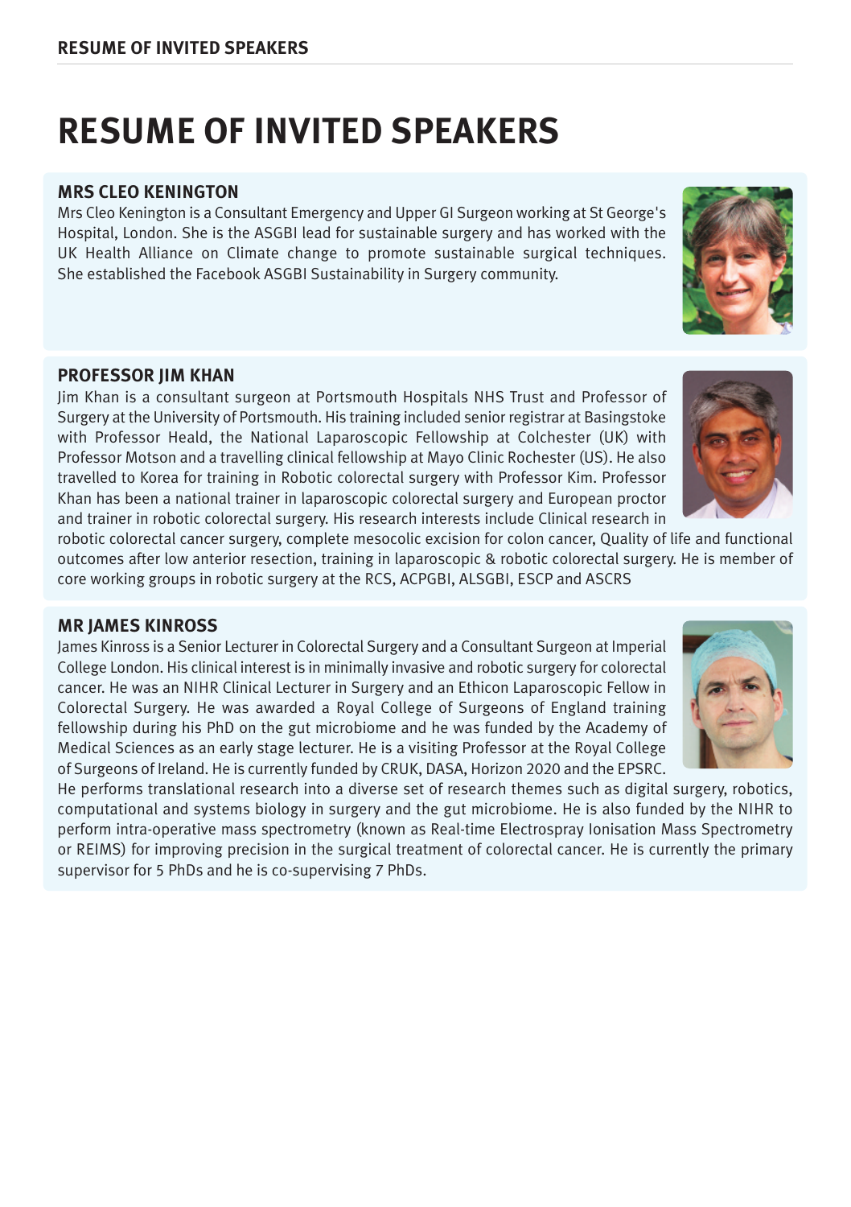# RESUME OF INVITED SPEAKERS

### MRS CLEO KENINGTON

Mrs Cleo Kenington is a Consultant Emergency and Upper GI Surgeon working at St George's Hospital, London. She is the ASGBI lead for sustainable surgery and has worked with the UK Health Alliance on Climate change to promote sustainable surgical techniques. She established the Facebook ASGBI Sustainability in Surgery community.

### PROFESSOR JIM KHAN

Jim Khan is a consultant surgeon at Portsmouth Hospitals NHS Trust and Professor of Surgery at the University of Portsmouth. His training included senior registrar at Basingstoke with Professor Heald, the National Laparoscopic Fellowship at Colchester (UK) with Professor Motson and a travelling clinical fellowship at Mayo Clinic Rochester (US). He also travelled to Korea for training in Robotic colorectal surgery with Professor Kim. Professor Khan has been a national trainer in laparoscopic colorectal surgery and European proctor and trainer in robotic colorectal surgery. His research interests include Clinical research in robotic colorectal cancer surgery, complete mesocolic excision for colon cancer, Quality of life and functional outcomes after low anterior resection, training in laparoscopic & robotic colorectal surgery. He is member of core working groups in robotic surgery at the RCS, ACPGBI, ALSGBI, ESCP and ASCRS

### MR JAMES KINROSS

James Kinross is a Senior Lecturer in Colorectal Surgery and a Consultant Surgeon at Imperial College London. His clinical interest is in minimally invasive and robotic surgery for colorectal cancer. He was an NIHR Clinical Lecturer in Surgery and an Ethicon Laparoscopic Fellow in Colorectal Surgery. He was awarded a Royal College of Surgeons of England training fellowship during his PhD on the gut microbiome and he was funded by the Academy of Medical Sciences as an early stage lecturer. He is a visiting Professor at the Royal College of Surgeons of Ireland. He is currently funded by CRUK, DASA, Horizon 2020 and the EPSRC. He performs translational research into a diverse set of research themes such as digital surgery, robotics, computational and systems biology in surgery and the gut microbiome. He is also funded by the NIHR to perform intra-operative mass spectrometry (known as Real-time Electrospray Ionisation Mass Spectrometry or REIMS) for improving precision in the surgical treatment of colorectal cancer. He is currently the primary supervisor for 5 PhDs and he is co-supervising 7 PhDs.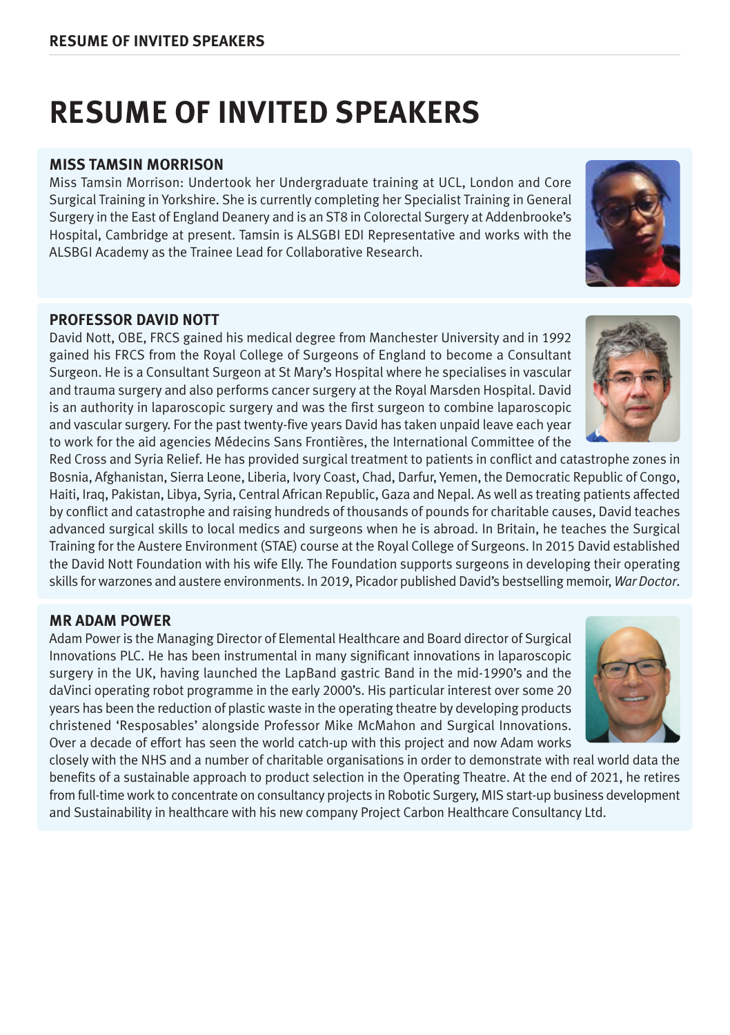# RESUME OF INVITED SPEAKERS

### MISS TAMSIN MORRISON

Miss Tamsin Morrison: Undertook her Undergraduate training at UCL, London and Core Surgical Training in Yorkshire. She is currently completing her Specialist Training in General Surgery in the East of England Deanery and is an ST8 in Colorectal Surgery at Addenbrooke's Hospital, Cambridge at present. Tamsin is ALSGBI EDI Representative and works with the ALSBGI Academy as the Trainee Lead for Collaborative Research.

### PROFESSOR DAVID NOTT

David Nott, OBE, FRCS gained his medical degree from Manchester University and in 1992 gained his FRCS from the Royal College of Surgeons of England to become a Consultant Surgeon. He is a Consultant Surgeon at St Mary's Hospital where he specialises in vascular and trauma surgery and also performs cancer surgery at the Royal Marsden Hospital. David is an authority in laparoscopic surgery and was the first surgeon to combine laparoscopic and vascular surgery. For the past twenty-five years David has taken unpaid leave each year to work for the aid agencies Médecins Sans Frontières, the International Committee of the Red Cross and Syria Relief. He has provided surgical treatment to patients in conflict and catastrophe zones in Bosnia, Afghanistan, Sierra Leone, Liberia, Ivory Coast, Chad, Darfur, Yemen, the Democratic Republic of Congo, Haiti, Iraq, Pakistan, Libya, Syria, Central African Republic, Gaza and Nepal. As well as treating patients affected by conflict and catastrophe and raising hundreds of thousands of pounds for charitable causes, David teaches advanced surgical skills to local medics and surgeons when he is abroad. In Britain, he teaches the Surgical Training for the Austere Environment (STAE) course at the Royal College of Surgeons. In 2015 David established the David Nott Foundation with his wife Elly. The Foundation supports surgeons in developing their operating skills for warzones and austere environments. In 2019, Picador published David's bestselling memoir, *War Doctor*.

### MR ADAM POWER

Adam Power is the Managing Director of Elemental Healthcare and Board director of Surgical Innovations PLC. He has been instrumental in many significant innovations in laparoscopic surgery in the UK, having launched the LapBand gastric Band in the mid-1990's and the daVinci operating robot programme in the early 2000's. His particular interest over some 20 years has been the reduction of plastic waste in the operating theatre by developing products christened 'Resposables' alongside Professor Mike McMahon and Surgical Innovations. Over a decade of effort has seen the world catch-up with this project and now Adam works closely with the NHS and a number of charitable organisations in order to demonstrate with real world data the benefits of a sustainable approach to product selection in the Operating Theatre. At the end of 2021, he retires from full-time work to concentrate on consultancy projects in Robotic Surgery, MIS start-up business development and Sustainability in healthcare with his new company Project Carbon Healthcare Consultancy Ltd.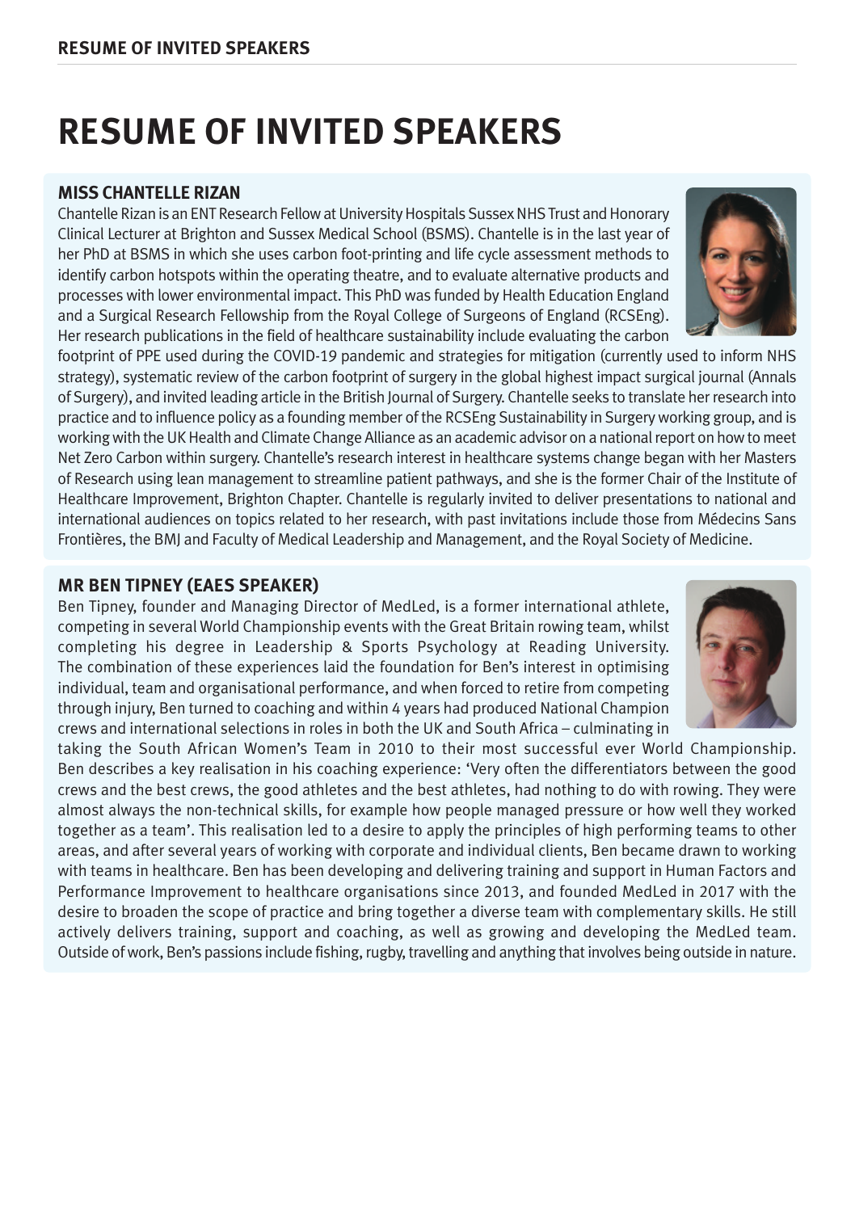# RESUME OF INVITED SPEAKERS

### MISS CHANTELLE RIZAN

Chantelle Rizan is an ENT Research Fellow at University Hospitals Sussex NHS Trust and Honorary Clinical Lecturer at Brighton and Sussex Medical School (BSMS). Chantelle is in the last year of her PhD at BSMS in which she uses carbon foot-printing and life cycle assessment methods to identify carbon hotspots within the operating theatre, and to evaluate alternative products and processes with lower environmental impact. This PhD was funded by Health Education England and a Surgical Research Fellowship from the Royal College of Surgeons of England (RCSEng). Her research publications in the field of healthcare sustainability include evaluating the carbon footprint of PPE used during the COVID-19 pandemic and strategies for mitigation (currently used to inform NHS strategy), systematic review of the carbon footprint of surgery in the global highest impact surgical journal (Annals of Surgery), and invited leading article in the British Journal of Surgery. Chantelle seeks to translate her research into practice and to influence policy as a founding member of the RCSEng Sustainability in Surgery working group, and is working with the UK Health and Climate Change Alliance as an academic advisor on a national report on how to meet Net Zero Carbon within surgery. Chantelle's research interest in healthcare systems change began with her Masters of Research using lean management to streamline patient pathways, and she is the former Chair of the Institute of Healthcare Improvement, Brighton Chapter. Chantelle is regularly invited to deliver presentations to national and international audiences on topics related to her research, with past invitations include those from Médecins Sans Frontières, the BMJ and Faculty of Medical Leadership and Management, and the Royal Society of Medicine.

### MR BEN TIPNEY (EAES SPEAKER)

Ben Tipney, founder and Managing Director of MedLed, is a former international athlete, competing in several World Championship events with the Great Britain rowing team, whilst completing his degree in Leadership & Sports Psychology at Reading University. The combination of these experiences laid the foundation for Ben's interest in optimising individual, team and organisational performance, and when forced to retire from competing through injury, Ben turned to coaching and within 4 years had produced National Champion crews and international selections in roles in both the UK and South Africa – culminating in taking the South African Women's Team in 2010 to their most successful ever World Championship. Ben describes a key realisation in his coaching experience: 'Very often the differentiators between the good crews and the best crews, the good athletes and the best athletes, had nothing to do with rowing. They were almost always the non-technical skills, for example how people managed pressure or how well they worked together as a team'. This realisation led to a desire to apply the principles of high performing teams to other areas, and after several years of working with corporate and individual clients, Ben became drawn to working with teams in healthcare. Ben has been developing and delivering training and support in Human Factors and Performance Improvement to healthcare organisations since 2013, and founded MedLed in 2017 with the desire to broaden the scope of practice and bring together a diverse team with complementary skills. He still actively delivers training, support and coaching, as well as growing and developing the MedLed team. Outside of work, Ben's passions include fishing, rugby, travelling and anything that involves being outside in nature.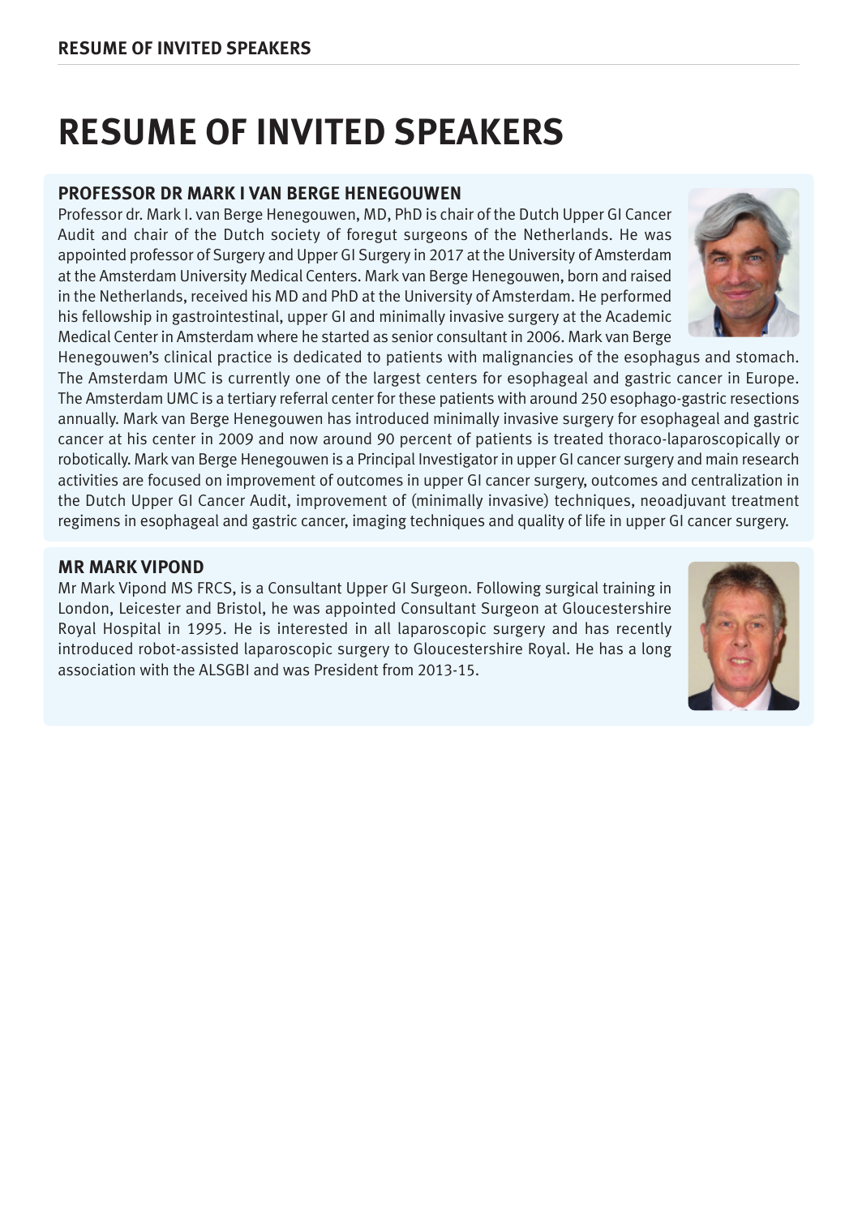# RESUME OF INVITED SPEAKERS

## PROFESSOR DR MARK I VAN BERGE HENEGOUWEN

Professor dr. Mark I. van Berge Henegouwen, MD, PhD is chair of the Dutch Upper GI Cancer Audit and chair of the Dutch society of foregut surgeons of the Netherlands. He was appointed professor of Surgery and Upper GI Surgery in 2017 at the University of Amsterdam at the Amsterdam University Medical Centers. Mark van Berge Henegouwen, born and raised in the Netherlands, received his MD and PhD at the University of Amsterdam. He performed his fellowship in gastrointestinal, upper GI and minimally invasive surgery at the Academic Medical Center in Amsterdam where he started as senior consultant in 2006. Mark van Berge Henegouwen's clinical practice is dedicated to patients with malignancies of the esophagus and stomach. The Amsterdam UMC is currently one of the largest centers for esophageal and gastric cancer in Europe. The Amsterdam UMC is a tertiary referral center for these patients with around 250 esophago-gastric resections annually. Mark van Berge Henegouwen has introduced minimally invasive surgery for esophageal and gastric cancer at his center in 2009 and now around 90 percent of patients is treated thoraco-laparoscopically or robotically. Mark van Berge Henegouwen is a Principal Investigator in upper GI cancer surgery and main research activities are focused on improvement of outcomes in upper GI cancer surgery, outcomes and centralization in the Dutch Upper GI Cancer Audit, improvement of (minimally invasive) techniques, neoadjuvant treatment regimens in esophageal and gastric cancer, imaging techniques and quality of life in upper GI cancer surgery.

## MR MARK VIPOND

Mr Mark Vipond MS FRCS, is a Consultant Upper GI Surgeon. Following surgical training in London, Leicester and Bristol, he was appointed Consultant Surgeon at Gloucestershire Royal Hospital in 1995. He is interested in all laparoscopic surgery and has recently introduced robot-assisted laparoscopic surgery to Gloucestershire Royal. He has a long association with the ALSGBI and was President from 2013-15.